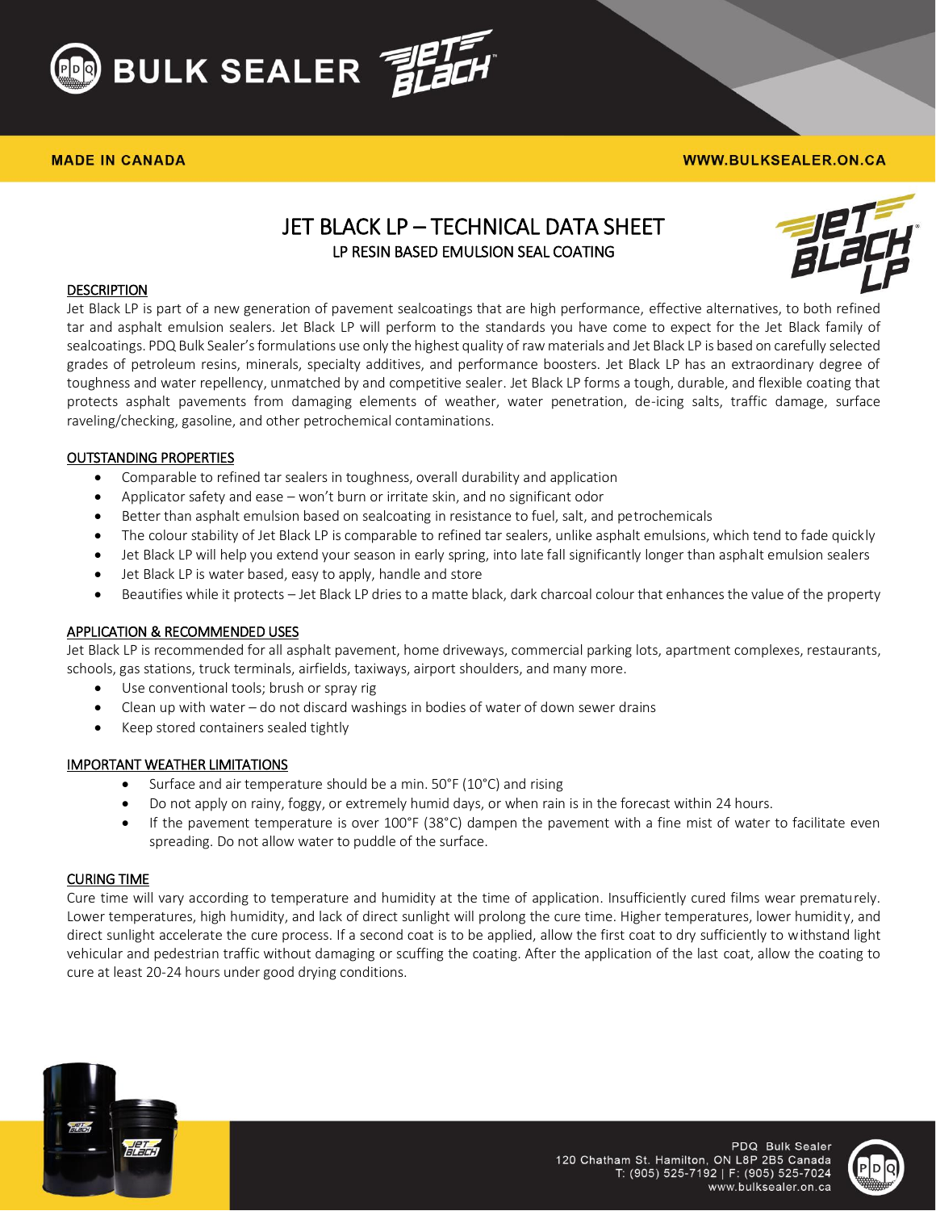# JET BLACK LP – TECHNICAL DATA SHEET

## LP RESIN BASED EMULSION SEAL COATING

### DESCRIPTION

Jet Black LP is part of a new generation of pavement sealcoatings that are high performance, effective alternatives, to both refined tar and asphalt emulsion sealers. Jet Black LP will perform to the standards you have come to expect for the Jet Black family of sealcoatings. PDQ Bulk Sealer's formulations use only the highest quality of raw materials and Jet Black LP is based on carefully selected grades of petroleum resins, minerals, specialty additives, and performance boosters. Jet Black LP has an extraordinary degree of toughness and water repellency, unmatched by and competitive sealer. Jet Black LP forms a tough, durable, and flexible coating that protects asphalt pavements from damaging elements of weather, water penetration, de-icing salts, traffic damage, surface raveling/checking, gasoline, and other petrochemical contaminations.

### OUTSTANDING PROPERTIES

- Comparable to refined tar sealers in toughness, overall durability and application
- Applicator safety and ease – won't burn or irritate skin, and no significant odor
- Better than asphalt emulsion based on sealcoating in resistance to fuel, salt, and petrochemicals
- The colour stability of Jet Black LP is comparable to refined tar sealers, unlike asphalt emulsions, which tend to fade quickly
- Jet Black LP will help you extend your season in early spring, into late fall significantly longer than asphalt emulsion sealers
- Jet Black LP is water based, easy to apply, handle and store
- Beautifies while it protects – Jet Black LP dries to a matte black, dark charcoal colour that enhances the value of the property

### APPLICATION & RECOMMENDED USES

Jet Black LP is recommended for all asphalt pavement, home driveways, commercial parking lots, apartment complexes, restaurants, schools, gas stations, truck terminals, airfields, taxiways, airport shoulders, and many more.

- Use conventional tools; brush or spray rig
- Clean up with water – do not discard washings in bodies of water of down sewer drains
- Keep stored containers sealed tightly

### IMPORTANT WEATHER LIMITATIONS

- Surface and air temperature should be a min. 50°F (10°C) and rising
- Do not apply on rainy, foggy, or extremely humid days, or when rain is in the forecast within 24 hours.
- If the pavement temperature is over 100°F (38°C) dampen the pavement with a fine mist of water to facilitate even spreading. Do not allow water to puddle of the surface.

### CURING TIME

Cure time will vary according to temperature and humidity at the time of application. Insufficiently cured films wear prematurely. Lower temperatures, high humidity, and lack of direct sunlight will prolong the cure time. Higher temperatures, lower humidity, and direct sunlight accelerate the cure process. If a second coat is to be applied, allow the first coat to dry sufficiently to withstand light vehicular and pedestrian traffic without damaging or scuffing the coating. After the application of the last coat, allow the coating to cure at least 20-24 hours under good drying conditions.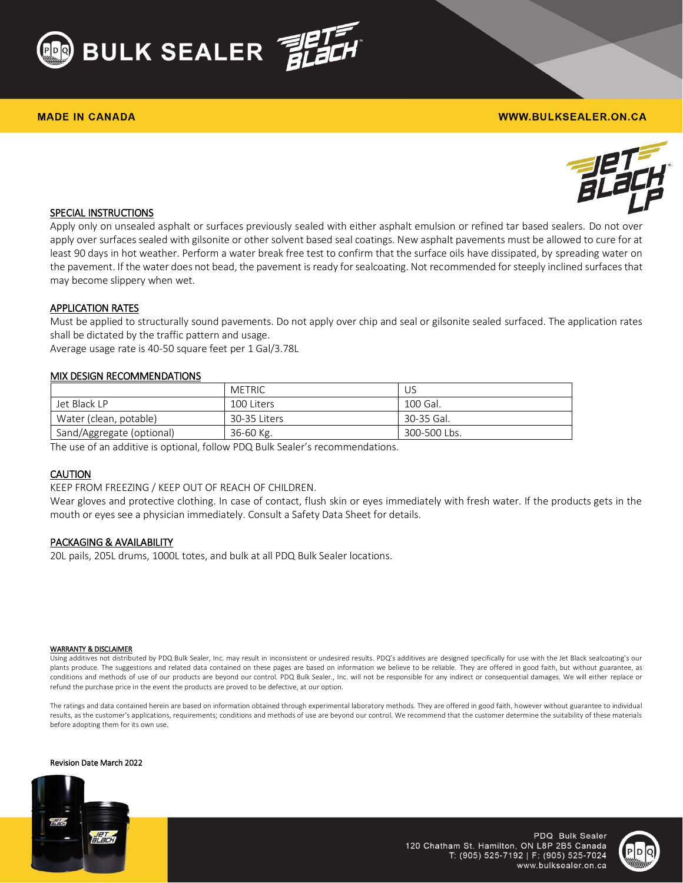## SPECIAL INSTRUCTIONS

Apply only on unsealed asphalt or surfaces previously sealed with either asphalt emulsion or refined tar based sealers. Do not over apply over surfaces sealed with gilsonite or other solvent based seal coatings. New asphalt pavements must be allowed to cure for at least 90 days in hot weather. Perform a water break free test to confirm that the surface oils have dissipated, by spreading water on the pavement. If the water does not bead, the pavement is ready for sealcoating. Not recommended for steeply inclined surfaces that may become slippery when wet.

## APPLICATION RATES

Must be applied to structurally sound pavements. Do not apply over chip and seal or gilsonite sealed surfaced. The application rates shall be dictated by the traffic pattern and usage.

Average usage rate is 40-50 square feet per 1 Gal/3.78L

## MIX DESIGN RECOMMENDATIONS

| | METRIC | US |
|---|---|---|
| Jet Black LP | 100 Liters | 100 Gal. |
| Water (clean, potable) | 30-35 Liters | 30-35 Gal. |
| Sand/Aggregate (optional) | 36-60 Kg. | 300-500 Lbs. |

The use of an additive is optional, follow PDQ Bulk Sealer's recommendations.

## CAUTION

KEEP FROM FREEZING / KEEP OUT OF REACH OF CHILDREN.

Wear gloves and protective clothing. In case of contact, flush skin or eyes immediately with fresh water. If the products gets in the mouth or eyes see a physician immediately. Consult a Safety Data Sheet for details.

## PACKAGING & AVAILABILITY

20L pails, 205L drums, 1000L totes, and bulk at all PDQ Bulk Sealer locations.

### WARRANTY & DISCLAIMER

Using additives not distributed by PDQ Bulk Sealer, Inc. may result in inconsistent or undesired results. PDQ's additives are designed specifically for use with the Jet Black sealcoating's our plants produce. The suggestions and related data contained on these pages are based on information we believe to be reliable. They are offered in good faith, but without guarantee, as conditions and methods of use of our products are beyond our control. PDQ Bulk Sealer., Inc. will not be responsible for any indirect or consequential damages. We will either replace or refund the purchase price in the event the products are proved to be defective, at our option.

The ratings and data contained herein are based on information obtained through experimental laboratory methods. They are offered in good faith, however without guarantee to individual results, as the customer's applications, requirements; conditions and methods of use are beyond our control. We recommend that the customer determine the suitability of these materials before adopting them for its own use.

Revision Date March 2022

PDQ Bulk Sealer
120 Chatham St. Hamilton, ON L8P 2B5 Canada
T: (905) 525-7192 | F: (905) 525-7024
www.bulksealer.on.ca